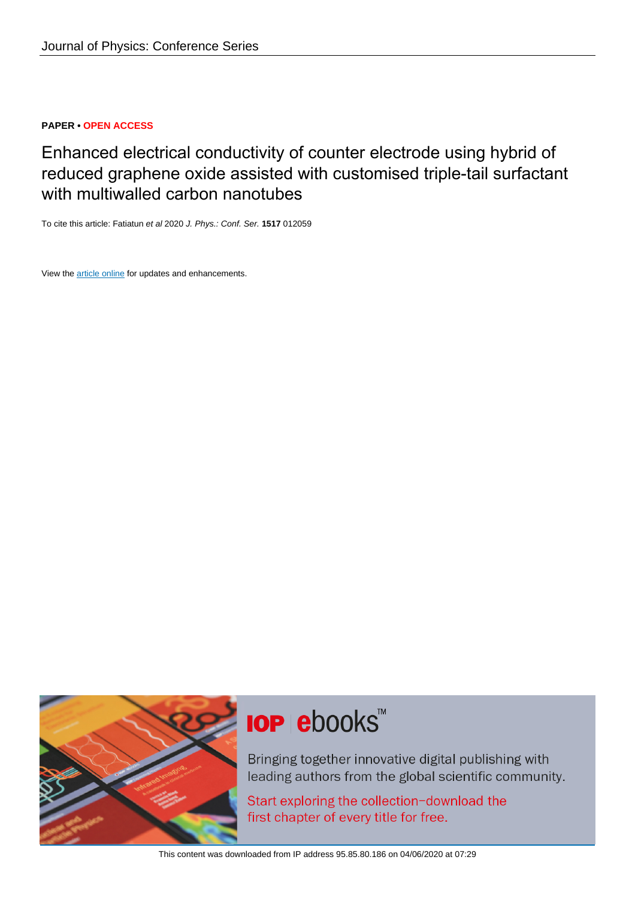**PAPER • OPEN ACCESS**

# Enhanced electrical conductivity of counter electrode using hybrid of reduced graphene oxide assisted with customised triple-tail surfactant with multiwalled carbon nanotubes

To cite this article: Fatiatun *et al* 2020 *J. Phys.: Conf. Ser.* **1517** 012059

View the article online for updates and enhancements.

IOP ebooks™

Bringing together innovative digital publishing with leading authors from the global scientific community.

Start exploring the collection–download the first chapter of every title for free.

This content was downloaded from IP address 95.85.80.186 on 04/06/2020 at 07:29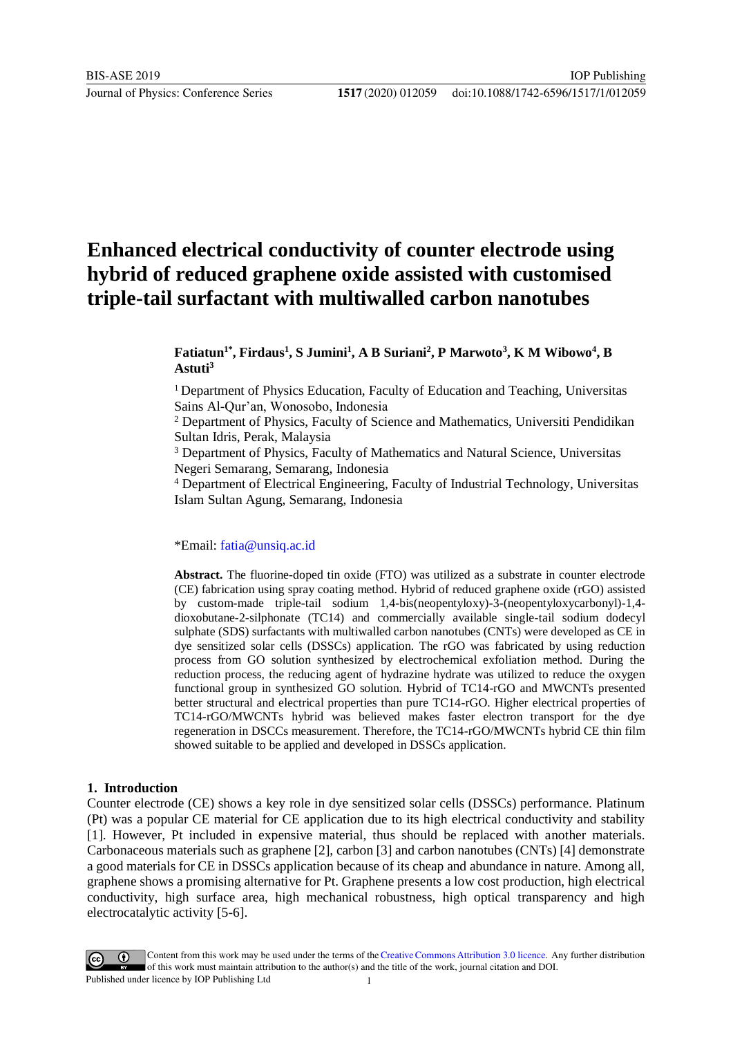# Enhanced electrical conductivity of counter electrode using hybrid of reduced graphene oxide assisted with customised triple-tail surfactant with multiwalled carbon nanotubes

**Fatiatun[1*], Firdaus[1], S Jumini[1], A B Suriani[2], P Marwoto[3], K M Wibowo[4], B Astuti[3]**

[1] Department of Physics Education, Faculty of Education and Teaching, Universitas Sains Al-Qur'an, Wonosobo, Indonesia
[2] Department of Physics, Faculty of Science and Mathematics, Universiti Pendidikan Sultan Idris, Perak, Malaysia
[3] Department of Physics, Faculty of Mathematics and Natural Science, Universitas Negeri Semarang, Semarang, Indonesia
[4] Department of Electrical Engineering, Faculty of Industrial Technology, Universitas Islam Sultan Agung, Semarang, Indonesia

*Email: fatia@unsiq.ac.id

**Abstract.** The fluorine-doped tin oxide (FTO) was utilized as a substrate in counter electrode (CE) fabrication using spray coating method. Hybrid of reduced graphene oxide (rGO) assisted by custom-made triple-tail sodium 1,4-bis(neopentyloxy)-3-(neopentyloxycarbonyl)-1,4-dioxobutane-2-silphonate (TC14) and commercially available single-tail sodium dodecyl sulphate (SDS) surfactants with multiwalled carbon nanotubes (CNTs) were developed as CE in dye sensitized solar cells (DSSCs) application. The rGO was fabricated by using reduction process from GO solution synthesized by electrochemical exfoliation method. During the reduction process, the reducing agent of hydrazine hydrate was utilized to reduce the oxygen functional group in synthesized GO solution. Hybrid of TC14-rGO and MWCNTs presented better structural and electrical properties than pure TC14-rGO. Higher electrical properties of TC14-rGO/MWCNTs hybrid was believed makes faster electron transport for the dye regeneration in DSCCs measurement. Therefore, the TC14-rGO/MWCNTs hybrid CE thin film showed suitable to be applied and developed in DSSCs application.

## 1. Introduction

Counter electrode (CE) shows a key role in dye sensitized solar cells (DSSCs) performance. Platinum (Pt) was a popular CE material for CE application due to its high electrical conductivity and stability [1]. However, Pt included in expensive material, thus should be replaced with another materials. Carbonaceous materials such as graphene [2], carbon [3] and carbon nanotubes (CNTs) [4] demonstrate a good materials for CE in DSSCs application because of its cheap and abundance in nature. Among all, graphene shows a promising alternative for Pt. Graphene presents a low cost production, high electrical conductivity, high surface area, high mechanical robustness, high optical transparency and high electrocatalytic activity [5-6].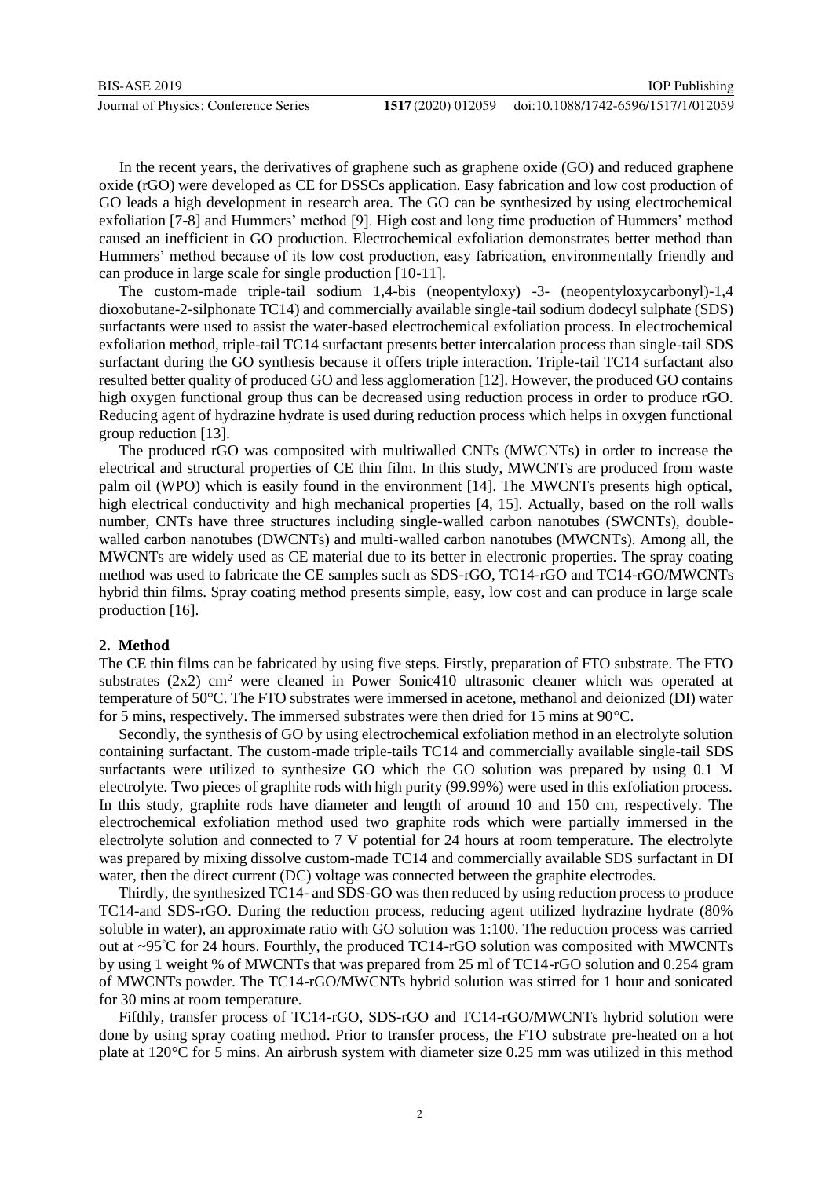In the recent years, the derivatives of graphene such as graphene oxide (GO) and reduced graphene oxide (rGO) were developed as CE for DSSCs application. Easy fabrication and low cost production of GO leads a high development in research area. The GO can be synthesized by using electrochemical exfoliation [7-8] and Hummers' method [9]. High cost and long time production of Hummers' method caused an inefficient in GO production. Electrochemical exfoliation demonstrates better method than Hummers' method because of its low cost production, easy fabrication, environmentally friendly and can produce in large scale for single production [10-11].

The custom-made triple-tail sodium 1,4-bis (neopentyloxy) -3- (neopentyloxycarbonyl)-1,4 dioxobutane-2-silphonate TC14) and commercially available single-tail sodium dodecyl sulphate (SDS) surfactants were used to assist the water-based electrochemical exfoliation process. In electrochemical exfoliation method, triple-tail TC14 surfactant presents better intercalation process than single-tail SDS surfactant during the GO synthesis because it offers triple interaction. Triple-tail TC14 surfactant also resulted better quality of produced GO and less agglomeration [12]. However, the produced GO contains high oxygen functional group thus can be decreased using reduction process in order to produce rGO. Reducing agent of hydrazine hydrate is used during reduction process which helps in oxygen functional group reduction [13].

The produced rGO was composited with multiwalled CNTs (MWCNTs) in order to increase the electrical and structural properties of CE thin film. In this study, MWCNTs are produced from waste palm oil (WPO) which is easily found in the environment [14]. The MWCNTs presents high optical, high electrical conductivity and high mechanical properties [4, 15]. Actually, based on the roll walls number, CNTs have three structures including single-walled carbon nanotubes (SWCNTs), double-walled carbon nanotubes (DWCNTs) and multi-walled carbon nanotubes (MWCNTs). Among all, the MWCNTs are widely used as CE material due to its better in electronic properties. The spray coating method was used to fabricate the CE samples such as SDS-rGO, TC14-rGO and TC14-rGO/MWCNTs hybrid thin films. Spray coating method presents simple, easy, low cost and can produce in large scale production [16].

## 2. Method

The CE thin films can be fabricated by using five steps. Firstly, preparation of FTO substrate. The FTO substrates (2x2) $cm^2$ were cleaned in Power Sonic410 ultrasonic cleaner which was operated at temperature of 50°C. The FTO substrates were immersed in acetone, methanol and deionized (DI) water for 5 mins, respectively. The immersed substrates were then dried for 15 mins at 90°C.

Secondly, the synthesis of GO by using electrochemical exfoliation method in an electrolyte solution containing surfactant. The custom-made triple-tails TC14 and commercially available single-tail SDS surfactants were utilized to synthesize GO which the GO solution was prepared by using 0.1 M electrolyte. Two pieces of graphite rods with high purity (99.99%) were used in this exfoliation process. In this study, graphite rods have diameter and length of around 10 and 150 cm, respectively. The electrochemical exfoliation method used two graphite rods which were partially immersed in the electrolyte solution and connected to 7 V potential for 24 hours at room temperature. The electrolyte was prepared by mixing dissolve custom-made TC14 and commercially available SDS surfactant in DI water, then the direct current (DC) voltage was connected between the graphite electrodes.

Thirdly, the synthesized TC14- and SDS-GO was then reduced by using reduction process to produce TC14-and SDS-rGO. During the reduction process, reducing agent utilized hydrazine hydrate (80% soluble in water), an approximate ratio with GO solution was 1:100. The reduction process was carried out at ~95°C for 24 hours. Fourthly, the produced TC14-rGO solution was composited with MWCNTs by using 1 weight % of MWCNTs that was prepared from 25 ml of TC14-rGO solution and 0.254 gram of MWCNTs powder. The TC14-rGO/MWCNTs hybrid solution was stirred for 1 hour and sonicated for 30 mins at room temperature.

Fifthly, transfer process of TC14-rGO, SDS-rGO and TC14-rGO/MWCNTs hybrid solution were done by using spray coating method. Prior to transfer process, the FTO substrate pre-heated on a hot plate at 120°C for 5 mins. An airbrush system with diameter size 0.25 mm was utilized in this method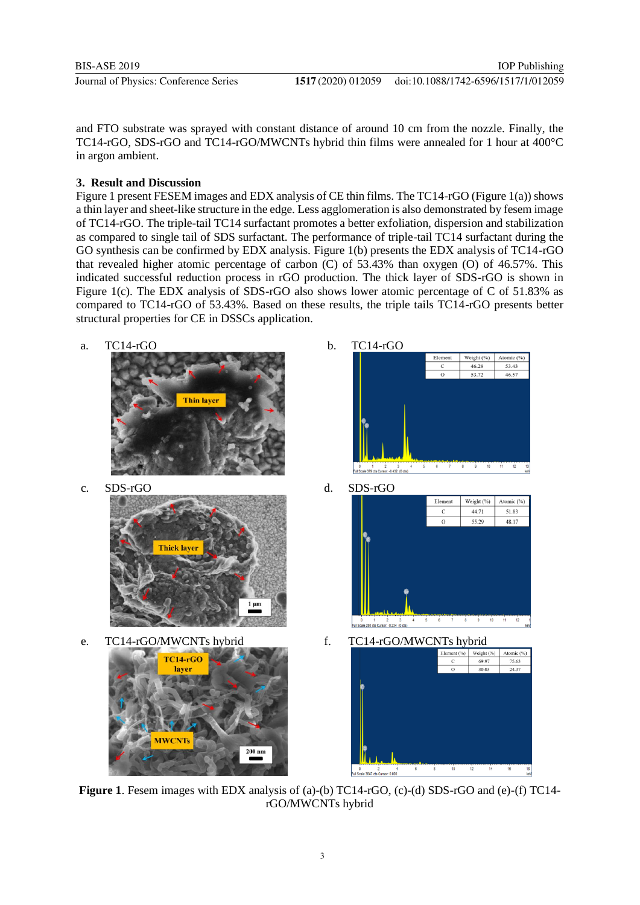and FTO substrate was sprayed with constant distance of around 10 cm from the nozzle. Finally, the TC14-rGO, SDS-rGO and TC14-rGO/MWCNTs hybrid thin films were annealed for 1 hour at 400°C in argon ambient.

## 3. Result and Discussion

Figure 1 present FESEM images and EDX analysis of CE thin films. The TC14-rGO (Figure 1(a)) shows a thin layer and sheet-like structure in the edge. Less agglomeration is also demonstrated by fesem image of TC14-rGO. The triple-tail TC14 surfactant promotes a better exfoliation, dispersion and stabilization as compared to single tail of SDS surfactant. The performance of triple-tail TC14 surfactant during the GO synthesis can be confirmed by EDX analysis. Figure 1(b) presents the EDX analysis of TC14-rGO that revealed higher atomic percentage of carbon (C) of 53.43% than oxygen (O) of 46.57%. This indicated successful reduction process in rGO production. The thick layer of SDS-rGO is shown in Figure 1(c). The EDX analysis of SDS-rGO also shows lower atomic percentage of C of 51.83% as compared to TC14-rGO of 53.43%. Based on these results, the triple tails TC14-rGO presents better structural properties for CE in DSSCs application.

**Figure 1**. Fesem images with EDX analysis of (a)-(b) TC14-rGO, (c)-(d) SDS-rGO and (e)-(f) TC14-rGO/MWCNTs hybrid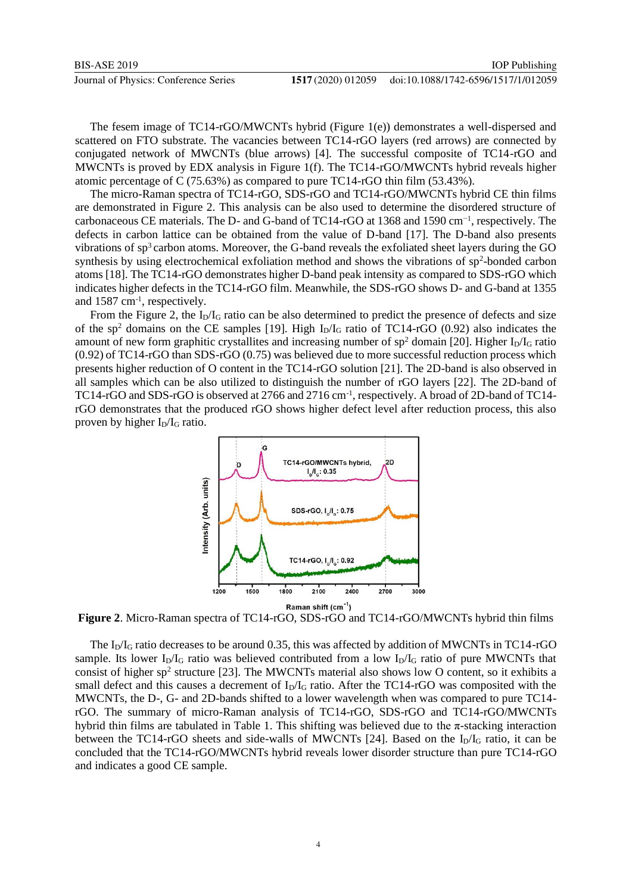The fesem image of TC14-rGO/MWCNTs hybrid (Figure 1(e)) demonstrates a well-dispersed and scattered on FTO substrate. The vacancies between TC14-rGO layers (red arrows) are connected by conjugated network of MWCNTs (blue arrows) [4]. The successful composite of TC14-rGO and MWCNTs is proved by EDX analysis in Figure 1(f). The TC14-rGO/MWCNTs hybrid reveals higher atomic percentage of C (75.63%) as compared to pure TC14-rGO thin film (53.43%).

The micro-Raman spectra of TC14-rGO, SDS-rGO and TC14-rGO/MWCNTs hybrid CE thin films are demonstrated in Figure 2. This analysis can be also used to determine the disordered structure of carbonaceous CE materials. The D- and G-band of TC14-rGO at 1368 and 1590 $cm^{-1}$, respectively. The defects in carbon lattice can be obtained from the value of D-band [17]. The D-band also presents vibrations of $sp^3$ carbon atoms. Moreover, the G-band reveals the exfoliated sheet layers during the GO synthesis by using electrochemical exfoliation method and shows the vibrations of $sp^2$-bonded carbon atoms [18]. The TC14-rGO demonstrates higher D-band peak intensity as compared to SDS-rGO which indicates higher defects in the TC14-rGO film. Meanwhile, the SDS-rGO shows D- and G-band at 1355 and 1587 $cm^{-1}$, respectively.

From the Figure 2, the $I_D/I_G$ ratio can be also determined to predict the presence of defects and size of the $sp^2$ domains on the CE samples [19]. High $I_D/I_G$ ratio of TC14-rGO (0.92) also indicates the amount of new form graphitic crystallites and increasing number of $sp^2$ domain [20]. Higher $I_D/I_G$ ratio (0.92) of TC14-rGO than SDS-rGO (0.75) was believed due to more successful reduction process which presents higher reduction of O content in the TC14-rGO solution [21]. The 2D-band is also observed in all samples which can be also utilized to distinguish the number of rGO layers [22]. The 2D-band of TC14-rGO and SDS-rGO is observed at 2766 and 2716 $cm^{-1}$, respectively. A broad of 2D-band of TC14-rGO demonstrates that the produced rGO shows higher defect level after reduction process, this also proven by higher $I_D/I_G$ ratio.

**Figure 2**. Micro-Raman spectra of TC14-rGO, SDS-rGO and TC14-rGO/MWCNTs hybrid thin films

The $I_D/I_G$ ratio decreases to be around 0.35, this was affected by addition of MWCNTs in TC14-rGO sample. Its lower $I_D/I_G$ ratio was believed contributed from a low $I_D/I_G$ ratio of pure MWCNTs that consist of higher $sp^2$ structure [23]. The MWCNTs material also shows low O content, so it exhibits a small defect and this causes a decrement of $I_D/I_G$ ratio. After the TC14-rGO was composited with the MWCNTs, the D-, G- and 2D-bands shifted to a lower wavelength when was compared to pure TC14-rGO. The summary of micro-Raman analysis of TC14-rGO, SDS-rGO and TC14-rGO/MWCNTs hybrid thin films are tabulated in Table 1. This shifting was believed due to the π-stacking interaction between the TC14-rGO sheets and side-walls of MWCNTs [24]. Based on the $I_D/I_G$ ratio, it can be concluded that the TC14-rGO/MWCNTs hybrid reveals lower disorder structure than pure TC14-rGO and indicates a good CE sample.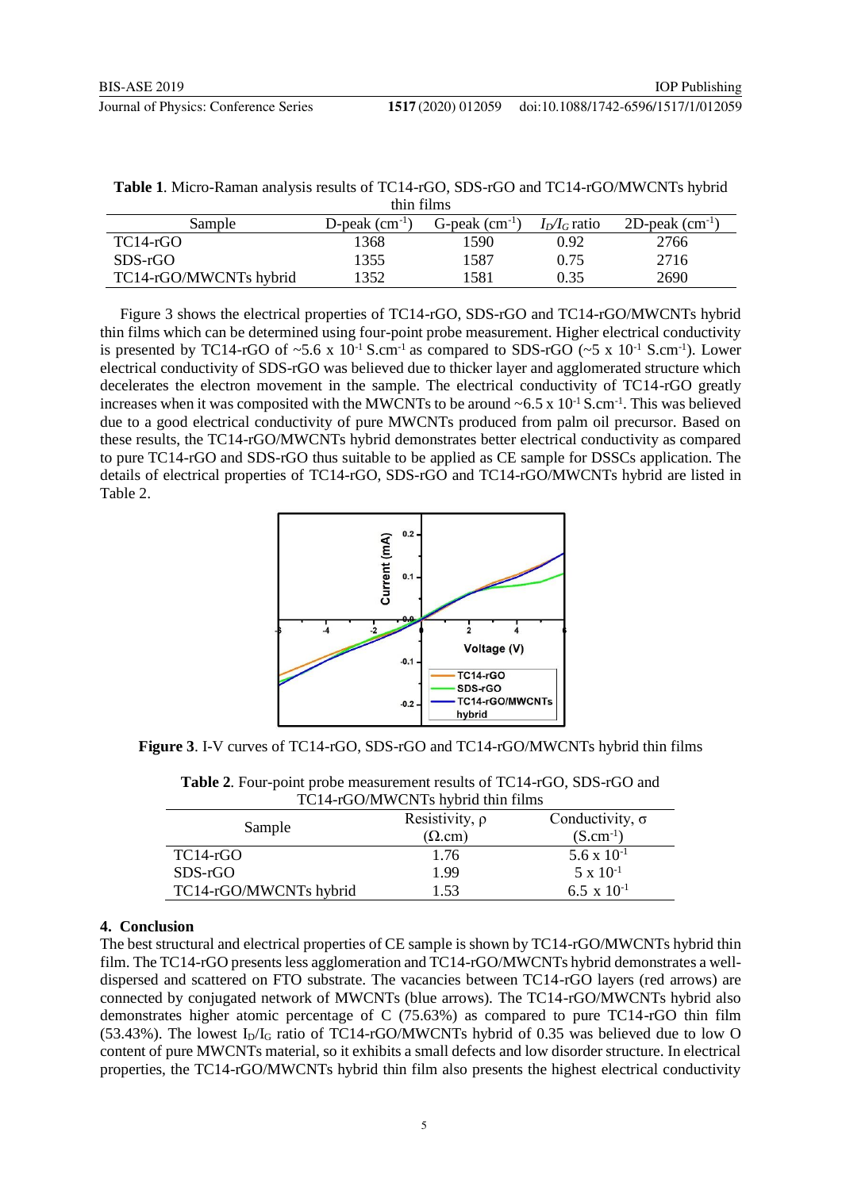**Table 1**. Micro-Raman analysis results of TC14-rGO, SDS-rGO and TC14-rGO/MWCNTs hybrid thin films

| Sample | D-peak ($cm^{-1}$) | G-peak ($cm^{-1}$) | $I_D/I_G$ ratio | 2D-peak ($cm^{-1}$) |
|---|---|---|---|---|
| TC14-rGO | 1368 | 1590 | 0.92 | 2766 |
| SDS-rGO | 1355 | 1587 | 0.75 | 2716 |
| TC14-rGO/MWCNTs hybrid | 1352 | 1581 | 0.35 | 2690 |

Figure 3 shows the electrical properties of TC14-rGO, SDS-rGO and TC14-rGO/MWCNTs hybrid thin films which can be determined using four-point probe measurement. Higher electrical conductivity is presented by TC14-rGO of ~5.6 x $10^{-1}$ S.cm$^{-1}$ as compared to SDS-rGO (~5 x $10^{-1}$ S.cm$^{-1}$). Lower electrical conductivity of SDS-rGO was believed due to thicker layer and agglomerated structure which decelerates the electron movement in the sample. The electrical conductivity of TC14-rGO greatly increases when it was composited with the MWCNTs to be around ~6.5 x $10^{-1}$ S.cm$^{-1}$. This was believed due to a good electrical conductivity of pure MWCNTs produced from palm oil precursor. Based on these results, the TC14-rGO/MWCNTs hybrid demonstrates better electrical conductivity as compared to pure TC14-rGO and SDS-rGO thus suitable to be applied as CE sample for DSSCs application. The details of electrical properties of TC14-rGO, SDS-rGO and TC14-rGO/MWCNTs hybrid are listed in Table 2.

**Figure 3**. I-V curves of TC14-rGO, SDS-rGO and TC14-rGO/MWCNTs hybrid thin films

**Table 2**. Four-point probe measurement results of TC14-rGO, SDS-rGO and TC14-rGO/MWCNTs hybrid thin films

| Sample | Resistivity, ρ (Ω.cm) | Conductivity, σ (S.cm$^{-1}$) |
|---|---|---|
| TC14-rGO | 1.76 | 5.6 x $10^{-1}$ |
| SDS-rGO | 1.99 | 5 x $10^{-1}$ |
| TC14-rGO/MWCNTs hybrid | 1.53 | 6.5 x $10^{-1}$ |

## 4. Conclusion

The best structural and electrical properties of CE sample is shown by TC14-rGO/MWCNTs hybrid thin film. The TC14-rGO presents less agglomeration and TC14-rGO/MWCNTs hybrid demonstrates a well-dispersed and scattered on FTO substrate. The vacancies between TC14-rGO layers (red arrows) are connected by conjugated network of MWCNTs (blue arrows). The TC14-rGO/MWCNTs hybrid also demonstrates higher atomic percentage of C (75.63%) as compared to pure TC14-rGO thin film (53.43%). The lowest $I_D/I_G$ ratio of TC14-rGO/MWCNTs hybrid of 0.35 was believed due to low O content of pure MWCNTs material, so it exhibits a small defects and low disorder structure. In electrical properties, the TC14-rGO/MWCNTs hybrid thin film also presents the highest electrical conductivity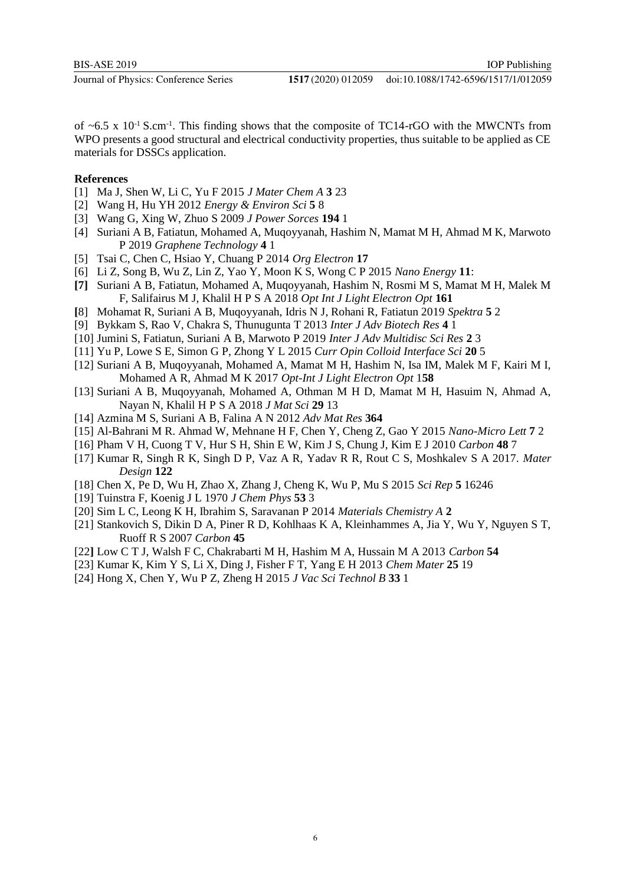of ~6.5 x $10^{-1}$ $S.cm^{-1}$. This finding shows that the composite of TC14-rGO with the MWCNTs from WPO presents a good structural and electrical conductivity properties, thus suitable to be applied as CE materials for DSSCs application.

## References

[1] Ma J, Shen W, Li C, Yu F 2015 *J Mater Chem A* **3** 23

[2] Wang H, Hu YH 2012 *Energy & Environ Sci* **5** 8

[3] Wang G, Xing W, Zhuo S 2009 *J Power Sorces* **194** 1

[4] Suriani A B, Fatiatun, Mohamed A, Muqoyyanah, Hashim N, Mamat M H, Ahmad M K, Marwoto P 2019 *Graphene Technology* **4** 1

[5] Tsai C, Chen C, Hsiao Y, Chuang P 2014 *Org Electron* **17**

[6] Li Z, Song B, Wu Z, Lin Z, Yao Y, Moon K S, Wong C P 2015 *Nano Energy* **11**:

**[7]** Suriani A B, Fatiatun, Mohamed A, Muqoyyanah, Hashim N, Rosmi M S, Mamat M H, Malek M F, Salifairus M J, Khalil H P S A 2018 *Opt Int J Light Electron Opt* **161**

**[**8] Mohamat R, Suriani A B, Muqoyyanah, Idris N J, Rohani R, Fatiatun 2019 *Spektra* **5** 2

[9] Bykkam S, Rao V, Chakra S, Thunugunta T 2013 *Inter J Adv Biotech Res* **4** 1

[10] Jumini S, Fatiatun, Suriani A B, Marwoto P 2019 *Inter J Adv Multidisc Sci Res* **2** 3

[11] Yu P, Lowe S E, Simon G P, Zhong Y L 2015 *Curr Opin Colloid Interface Sci* **20** 5

[12] Suriani A B, Muqoyyanah, Mohamed A, Mamat M H, Hashim N, Isa IM, Malek M F, Kairi M I, Mohamed A R, Ahmad M K 2017 *Opt-Int J Light Electron Opt* 1**58**

[13] Suriani A B, Muqoyyanah, Mohamed A, Othman M H D, Mamat M H, Hasuim N, Ahmad A, Nayan N, Khalil H P S A 2018 *J Mat Sci* **29** 13

[14] Azmina M S, Suriani A B, Falina A N 2012 *Adv Mat Res* **364**

[15] Al-Bahrani M R. Ahmad W, Mehnane H F, Chen Y, Cheng Z, Gao Y 2015 *Nano-Micro Lett* **7** 2

[16] Pham V H, Cuong T V, Hur S H, Shin E W, Kim J S, Chung J, Kim E J 2010 *Carbon* **48** 7

[17] Kumar R, Singh R K, Singh D P, Vaz A R, Yadav R R, Rout C S, Moshkalev S A 2017. *Mater Design* **122**

[18] Chen X, Pe D, Wu H, Zhao X, Zhang J, Cheng K, Wu P, Mu S 2015 *Sci Rep* **5** 16246

[19] Tuinstra F, Koenig J L 1970 *J Chem Phys* **53** 3

[20] Sim L C, Leong K H, Ibrahim S, Saravanan P 2014 *Materials Chemistry A* **2**

[21] Stankovich S, Dikin D A, Piner R D, Kohlhaas K A, Kleinhammes A, Jia Y, Wu Y, Nguyen S T, Ruoff R S 2007 *Carbon* **45**

[22**]** Low C T J, Walsh F C, Chakrabarti M H, Hashim M A, Hussain M A 2013 *Carbon* **54**

[23] Kumar K, Kim Y S, Li X, Ding J, Fisher F T, Yang E H 2013 *Chem Mater* **25** 19

[24] Hong X, Chen Y, Wu P Z, Zheng H 2015 *J Vac Sci Technol B* **33** 1